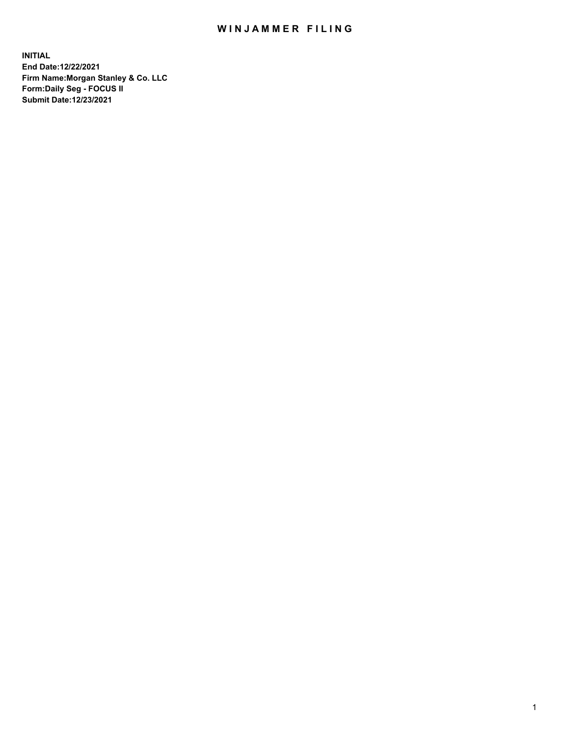# WINJAMMER FILING

**INITIAL**
**End Date:12/22/2021**
**Firm Name:Morgan Stanley & Co. LLC**
**Form:Daily Seg - FOCUS II**
**Submit Date:12/23/2021**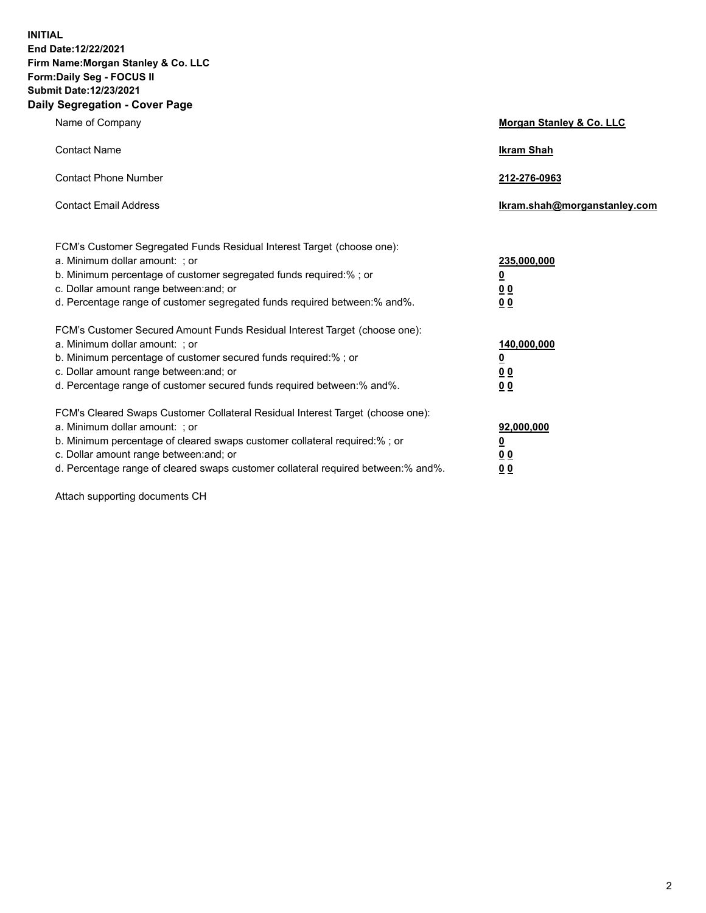**INITIAL**
**End Date:12/22/2021**
**Firm Name:Morgan Stanley & Co. LLC**
**Form:Daily Seg - FOCUS II**
**Submit Date:12/23/2021**
**Daily Segregation - Cover Page**

| | |
|---|---|
| Name of Company | **Morgan Stanley & Co. LLC** |
| Contact Name | **Ikram Shah** |
| Contact Phone Number | **212-276-0963** |
| Contact Email Address | **Ikram.shah@morganstanley.com** |

FCM's Customer Segregated Funds Residual Interest Target (choose one):

| | |
|---|---|
| a. Minimum dollar amount: ; or | **235,000,000** |
| b. Minimum percentage of customer segregated funds required:% ; or | **0** |
| c. Dollar amount range between:and; or | **0 0** |
| d. Percentage range of customer segregated funds required between:% and%. | **0 0** |

FCM's Customer Secured Amount Funds Residual Interest Target (choose one):

| | |
|---|---|
| a. Minimum dollar amount: ; or | **140,000,000** |
| b. Minimum percentage of customer secured funds required:% ; or | **0** |
| c. Dollar amount range between:and; or | **0 0** |
| d. Percentage range of customer secured funds required between:% and%. | **0 0** |

FCM's Cleared Swaps Customer Collateral Residual Interest Target (choose one):

| | |
|---|---|
| a. Minimum dollar amount: ; or | **92,000,000** |
| b. Minimum percentage of cleared swaps customer collateral required:% ; or | **0** |
| c. Dollar amount range between:and; or | **0 0** |
| d. Percentage range of cleared swaps customer collateral required between:% and%. | **0 0** |

Attach supporting documents CH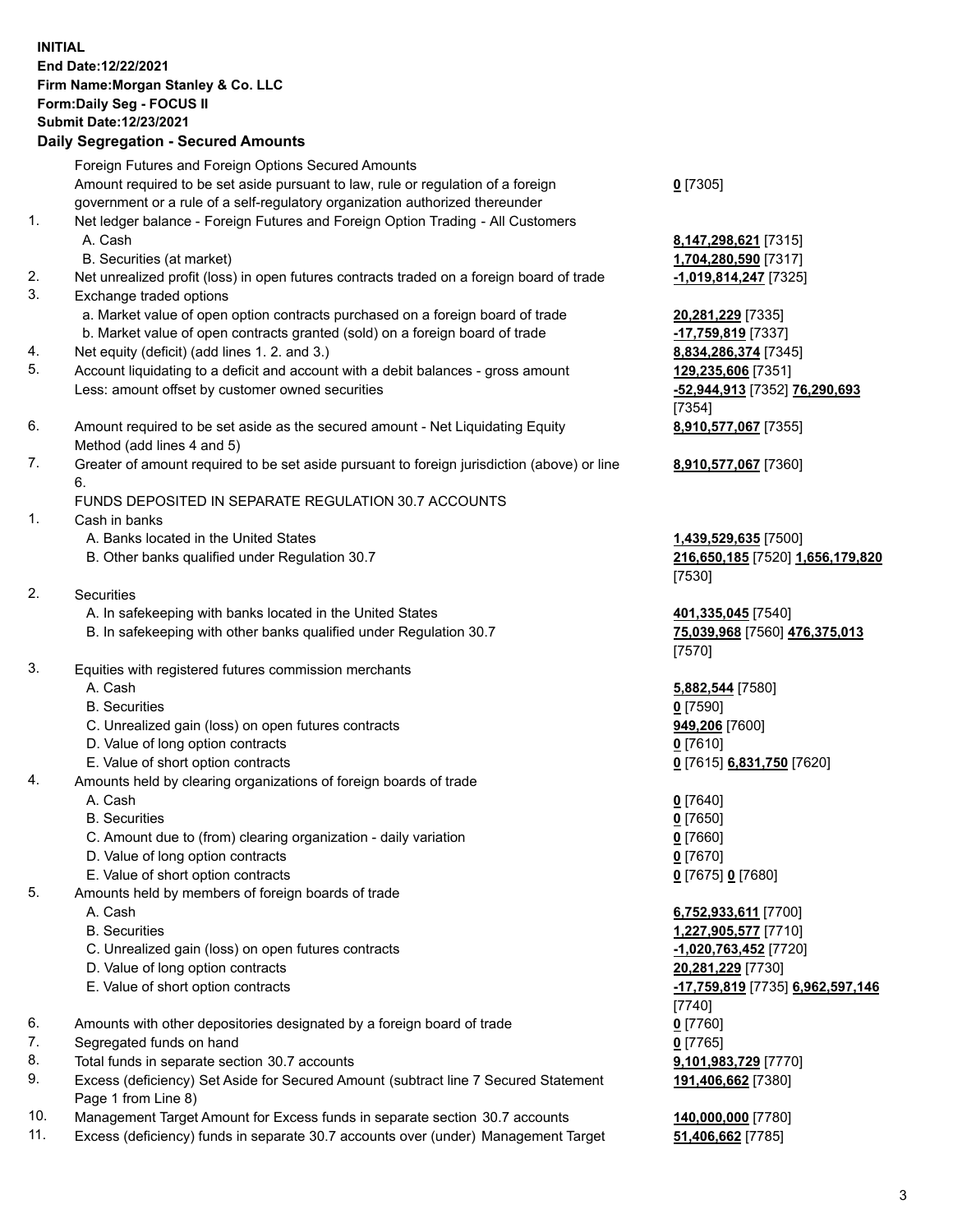**INITIAL**
**End Date:12/22/2021**
**Firm Name:Morgan Stanley & Co. LLC**
**Form:Daily Seg - FOCUS II**
**Submit Date:12/23/2021**

### Daily Segregation - Secured Amounts

| | | |
|---|---|---|
| | Foreign Futures and Foreign Options Secured Amounts | |
| | Amount required to be set aside pursuant to law, rule or regulation of a foreign government or a rule of a self-regulatory organization authorized thereunder | 0 [7305] |
| 1. | Net ledger balance - Foreign Futures and Foreign Option Trading - All Customers | |
| | A. Cash | 8,147,298,621 [7315] |
| | B. Securities (at market) | 1,704,280,590 [7317] |
| 2. | Net unrealized profit (loss) in open futures contracts traded on a foreign board of trade | -1,019,814,247 [7325] |
| 3. | Exchange traded options | |
| | a. Market value of open option contracts purchased on a foreign board of trade | 20,281,229 [7335] |
| | b. Market value of open contracts granted (sold) on a foreign board of trade | -17,759,819 [7337] |
| 4. | Net equity (deficit) (add lines 1. 2. and 3.) | 8,834,286,374 [7345] |
| 5. | Account liquidating to a deficit and account with a debit balances - gross amount | 129,235,606 [7351] |
| | Less: amount offset by customer owned securities | -52,944,913 [7352] 76,290,693 [7354] |
| 6. | Amount required to be set aside as the secured amount - Net Liquidating Equity Method (add lines 4 and 5) | 8,910,577,067 [7355] |
| 7. | Greater of amount required to be set aside pursuant to foreign jurisdiction (above) or line 6. | 8,910,577,067 [7360] |
| | FUNDS DEPOSITED IN SEPARATE REGULATION 30.7 ACCOUNTS | |
| 1. | Cash in banks | |
| | A. Banks located in the United States | 1,439,529,635 [7500] |
| | B. Other banks qualified under Regulation 30.7 | 216,650,185 [7520] 1,656,179,820 [7530] |
| 2. | Securities | |
| | A. In safekeeping with banks located in the United States | 401,335,045 [7540] |
| | B. In safekeeping with other banks qualified under Regulation 30.7 | 75,039,968 [7560] 476,375,013 [7570] |
| 3. | Equities with registered futures commission merchants | |
| | A. Cash | 5,882,544 [7580] |
| | B. Securities | 0 [7590] |
| | C. Unrealized gain (loss) on open futures contracts | 949,206 [7600] |
| | D. Value of long option contracts | 0 [7610] |
| | E. Value of short option contracts | 0 [7615] 6,831,750 [7620] |
| 4. | Amounts held by clearing organizations of foreign boards of trade | |
| | A. Cash | 0 [7640] |
| | B. Securities | 0 [7650] |
| | C. Amount due to (from) clearing organization - daily variation | 0 [7660] |
| | D. Value of long option contracts | 0 [7670] |
| | E. Value of short option contracts | 0 [7675] 0 [7680] |
| 5. | Amounts held by members of foreign boards of trade | |
| | A. Cash | 6,752,933,611 [7700] |
| | B. Securities | 1,227,905,577 [7710] |
| | C. Unrealized gain (loss) on open futures contracts | -1,020,763,452 [7720] |
| | D. Value of long option contracts | 20,281,229 [7730] |
| | E. Value of short option contracts | -17,759,819 [7735] 6,962,597,146 [7740] |
| 6. | Amounts with other depositories designated by a foreign board of trade | 0 [7760] |
| 7. | Segregated funds on hand | 0 [7765] |
| 8. | Total funds in separate section 30.7 accounts | 9,101,983,729 [7770] |
| 9. | Excess (deficiency) Set Aside for Secured Amount (subtract line 7 Secured Statement Page 1 from Line 8) | 191,406,662 [7380] |
| 10. | Management Target Amount for Excess funds in separate section 30.7 accounts | 140,000,000 [7780] |
| 11. | Excess (deficiency) funds in separate 30.7 accounts over (under) Management Target | 51,406,662 [7785] |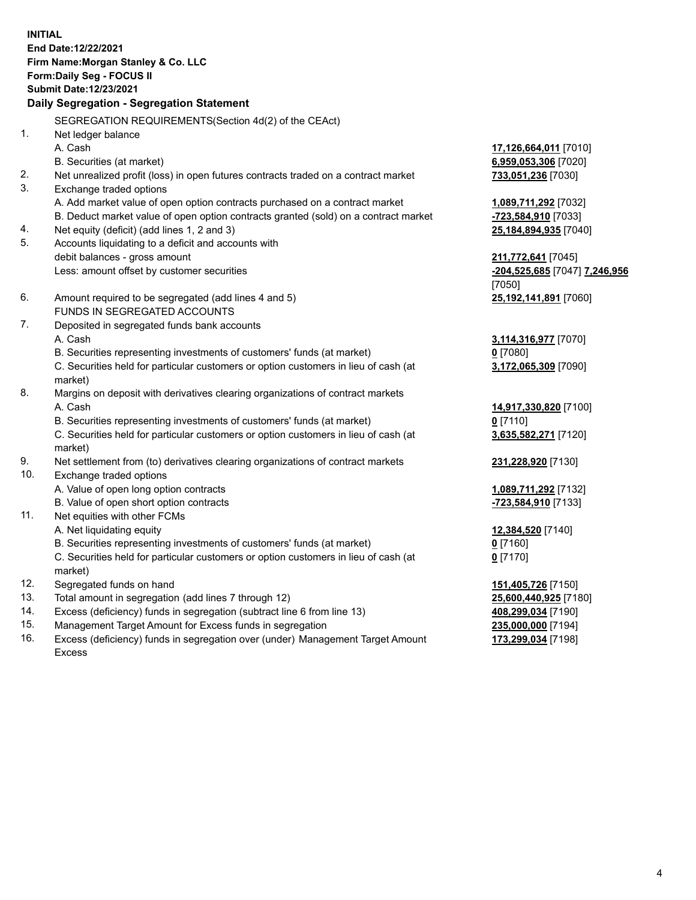**INITIAL**
**End Date:12/22/2021**
**Firm Name:Morgan Stanley & Co. LLC**
**Form:Daily Seg - FOCUS II**
**Submit Date:12/23/2021**

## Daily Segregation - Segregation Statement

SEGREGATION REQUIREMENTS(Section 4d(2) of the CEAct)

| | | |
|---|---|---|
| 1. | Net ledger balance | |
| | A. Cash | **17,126,664,011** [7010] |
| | B. Securities (at market) | **6,959,053,306** [7020] |
| 2. | Net unrealized profit (loss) in open futures contracts traded on a contract market | **733,051,236** [7030] |
| 3. | Exchange traded options | |
| | A. Add market value of open option contracts purchased on a contract market | **1,089,711,292** [7032] |
| | B. Deduct market value of open option contracts granted (sold) on a contract market | **-723,584,910** [7033] |
| 4. | Net equity (deficit) (add lines 1, 2 and 3) | **25,184,894,935** [7040] |
| 5. | Accounts liquidating to a deficit and accounts with debit balances - gross amount | **211,772,641** [7045] |
| | Less: amount offset by customer securities | **-204,525,685** [7047] **7,246,956** [7050] |
| 6. | Amount required to be segregated (add lines 4 and 5) | **25,192,141,891** [7060] |
| | FUNDS IN SEGREGATED ACCOUNTS | |
| 7. | Deposited in segregated funds bank accounts | |
| | A. Cash | **3,114,316,977** [7070] |
| | B. Securities representing investments of customers' funds (at market) | **0** [7080] |
| | C. Securities held for particular customers or option customers in lieu of cash (at market) | **3,172,065,309** [7090] |
| 8. | Margins on deposit with derivatives clearing organizations of contract markets | |
| | A. Cash | **14,917,330,820** [7100] |
| | B. Securities representing investments of customers' funds (at market) | **0** [7110] |
| | C. Securities held for particular customers or option customers in lieu of cash (at market) | **3,635,582,271** [7120] |
| 9. | Net settlement from (to) derivatives clearing organizations of contract markets | **231,228,920** [7130] |
| 10. | Exchange traded options | |
| | A. Value of open long option contracts | **1,089,711,292** [7132] |
| | B. Value of open short option contracts | **-723,584,910** [7133] |
| 11. | Net equities with other FCMs | |
| | A. Net liquidating equity | **12,384,520** [7140] |
| | B. Securities representing investments of customers' funds (at market) | **0** [7160] |
| | C. Securities held for particular customers or option customers in lieu of cash (at market) | **0** [7170] |
| 12. | Segregated funds on hand | **151,405,726** [7150] |
| 13. | Total amount in segregation (add lines 7 through 12) | **25,600,440,925** [7180] |
| 14. | Excess (deficiency) funds in segregation (subtract line 6 from line 13) | **408,299,034** [7190] |
| 15. | Management Target Amount for Excess funds in segregation | **235,000,000** [7194] |
| 16. | Excess (deficiency) funds in segregation over (under) Management Target Amount Excess | **173,299,034** [7198] |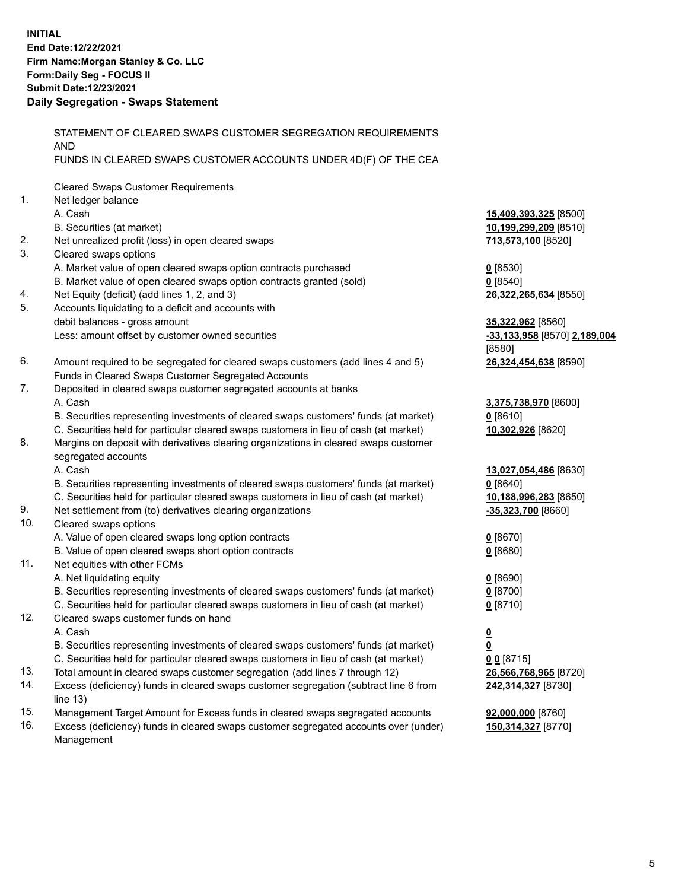**INITIAL**
**End Date:12/22/2021**
**Firm Name:Morgan Stanley & Co. LLC**
**Form:Daily Seg - FOCUS II**
**Submit Date:12/23/2021**
**Daily Segregation - Swaps Statement**

STATEMENT OF CLEARED SWAPS CUSTOMER SEGREGATION REQUIREMENTS AND FUNDS IN CLEARED SWAPS CUSTOMER ACCOUNTS UNDER 4D(F) OF THE CEA

| | | |
|---|---|---|
| | Cleared Swaps Customer Requirements | |
| 1. | Net ledger balance | |
| | A. Cash | **15,409,393,325** [8500] |
| | B. Securities (at market) | **10,199,299,209** [8510] |
| 2. | Net unrealized profit (loss) in open cleared swaps | **713,573,100** [8520] |
| 3. | Cleared swaps options | |
| | A. Market value of open cleared swaps option contracts purchased | **0** [8530] |
| | B. Market value of open cleared swaps option contracts granted (sold) | **0** [8540] |
| 4. | Net Equity (deficit) (add lines 1, 2, and 3) | **26,322,265,634** [8550] |
| 5. | Accounts liquidating to a deficit and accounts with debit balances - gross amount | **35,322,962** [8560] |
| | Less: amount offset by customer owned securities | **-33,133,958** [8570] **2,189,004** [8580] |
| 6. | Amount required to be segregated for cleared swaps customers (add lines 4 and 5) | **26,324,454,638** [8590] |
| | Funds in Cleared Swaps Customer Segregated Accounts | |
| 7. | Deposited in cleared swaps customer segregated accounts at banks | |
| | A. Cash | **3,375,738,970** [8600] |
| | B. Securities representing investments of cleared swaps customers' funds (at market) | **0** [8610] |
| | C. Securities held for particular cleared swaps customers in lieu of cash (at market) | **10,302,926** [8620] |
| 8. | Margins on deposit with derivatives clearing organizations in cleared swaps customer segregated accounts | |
| | A. Cash | **13,027,054,486** [8630] |
| | B. Securities representing investments of cleared swaps customers' funds (at market) | **0** [8640] |
| | C. Securities held for particular cleared swaps customers in lieu of cash (at market) | **10,188,996,283** [8650] |
| 9. | Net settlement from (to) derivatives clearing organizations | **-35,323,700** [8660] |
| 10. | Cleared swaps options | |
| | A. Value of open cleared swaps long option contracts | **0** [8670] |
| | B. Value of open cleared swaps short option contracts | **0** [8680] |
| 11. | Net equities with other FCMs | |
| | A. Net liquidating equity | **0** [8690] |
| | B. Securities representing investments of cleared swaps customers' funds (at market) | **0** [8700] |
| | C. Securities held for particular cleared swaps customers in lieu of cash (at market) | **0** [8710] |
| 12. | Cleared swaps customer funds on hand | |
| | A. Cash | **0** |
| | B. Securities representing investments of cleared swaps customers' funds (at market) | **0** |
| | C. Securities held for particular cleared swaps customers in lieu of cash (at market) | **0** **0** [8715] |
| 13. | Total amount in cleared swaps customer segregation (add lines 7 through 12) | **26,566,768,965** [8720] |
| 14. | Excess (deficiency) funds in cleared swaps customer segregation (subtract line 6 from line 13) | **242,314,327** [8730] |
| 15. | Management Target Amount for Excess funds in cleared swaps segregated accounts | **92,000,000** [8760] |
| 16. | Excess (deficiency) funds in cleared swaps customer segregated accounts over (under) Management | **150,314,327** [8770] |